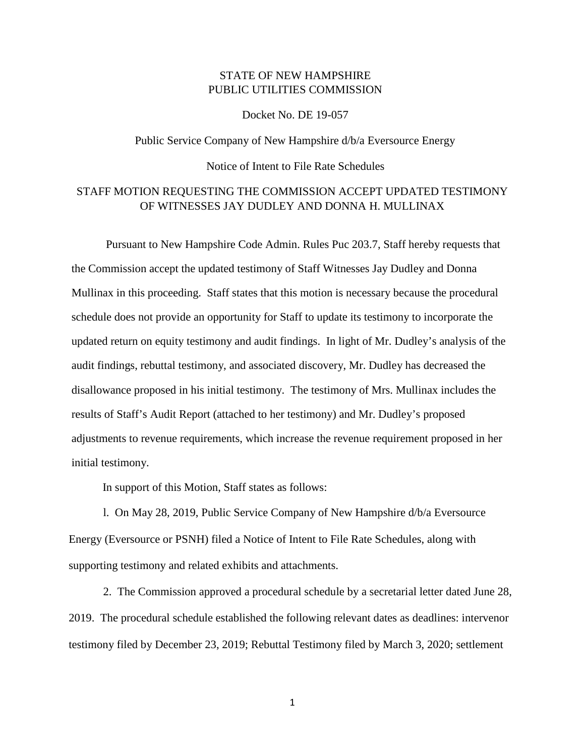STATE OF NEW HAMPSHIRE
PUBLIC UTILITIES COMMISSION

Docket No. DE 19-057

Public Service Company of New Hampshire d/b/a Eversource Energy

Notice of Intent to File Rate Schedules

STAFF MOTION REQUESTING THE COMMISSION ACCEPT UPDATED TESTIMONY OF WITNESSES JAY DUDLEY AND DONNA H. MULLINAX

Pursuant to New Hampshire Code Admin. Rules Puc 203.7, Staff hereby requests that the Commission accept the updated testimony of Staff Witnesses Jay Dudley and Donna Mullinax in this proceeding. Staff states that this motion is necessary because the procedural schedule does not provide an opportunity for Staff to update its testimony to incorporate the updated return on equity testimony and audit findings. In light of Mr. Dudley's analysis of the audit findings, rebuttal testimony, and associated discovery, Mr. Dudley has decreased the disallowance proposed in his initial testimony. The testimony of Mrs. Mullinax includes the results of Staff's Audit Report (attached to her testimony) and Mr. Dudley's proposed adjustments to revenue requirements, which increase the revenue requirement proposed in her initial testimony.

In support of this Motion, Staff states as follows:

l. On May 28, 2019, Public Service Company of New Hampshire d/b/a Eversource Energy (Eversource or PSNH) filed a Notice of Intent to File Rate Schedules, along with supporting testimony and related exhibits and attachments.

2. The Commission approved a procedural schedule by a secretarial letter dated June 28, 2019. The procedural schedule established the following relevant dates as deadlines: intervenor testimony filed by December 23, 2019; Rebuttal Testimony filed by March 3, 2020; settlement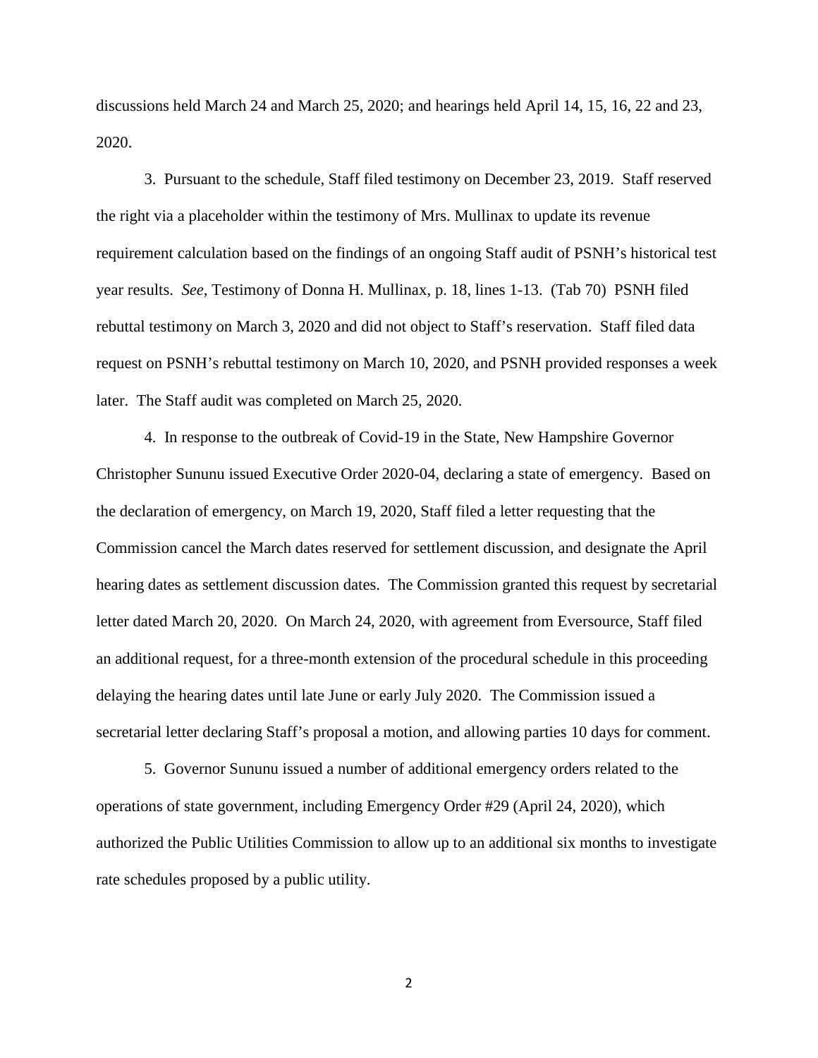discussions held March 24 and March 25, 2020; and hearings held April 14, 15, 16, 22 and 23, 2020.

3. Pursuant to the schedule, Staff filed testimony on December 23, 2019. Staff reserved the right via a placeholder within the testimony of Mrs. Mullinax to update its revenue requirement calculation based on the findings of an ongoing Staff audit of PSNH's historical test year results. *See*, Testimony of Donna H. Mullinax, p. 18, lines 1-13. (Tab 70) PSNH filed rebuttal testimony on March 3, 2020 and did not object to Staff's reservation. Staff filed data request on PSNH's rebuttal testimony on March 10, 2020, and PSNH provided responses a week later. The Staff audit was completed on March 25, 2020.

4. In response to the outbreak of Covid-19 in the State, New Hampshire Governor Christopher Sununu issued Executive Order 2020-04, declaring a state of emergency. Based on the declaration of emergency, on March 19, 2020, Staff filed a letter requesting that the Commission cancel the March dates reserved for settlement discussion, and designate the April hearing dates as settlement discussion dates. The Commission granted this request by secretarial letter dated March 20, 2020. On March 24, 2020, with agreement from Eversource, Staff filed an additional request, for a three-month extension of the procedural schedule in this proceeding delaying the hearing dates until late June or early July 2020. The Commission issued a secretarial letter declaring Staff's proposal a motion, and allowing parties 10 days for comment.

5. Governor Sununu issued a number of additional emergency orders related to the operations of state government, including Emergency Order #29 (April 24, 2020), which authorized the Public Utilities Commission to allow up to an additional six months to investigate rate schedules proposed by a public utility.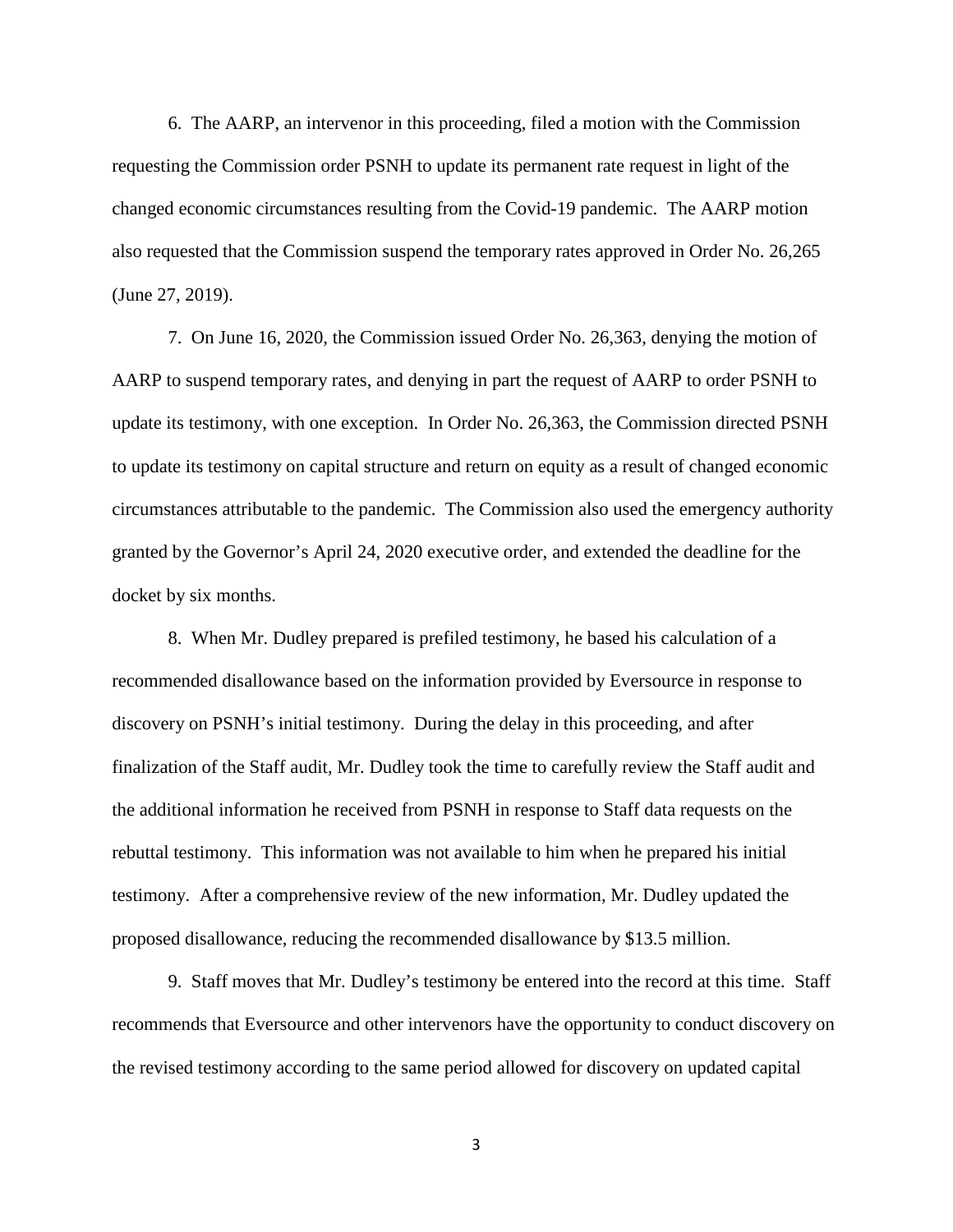6. The AARP, an intervenor in this proceeding, filed a motion with the Commission requesting the Commission order PSNH to update its permanent rate request in light of the changed economic circumstances resulting from the Covid-19 pandemic. The AARP motion also requested that the Commission suspend the temporary rates approved in Order No. 26,265 (June 27, 2019).

7. On June 16, 2020, the Commission issued Order No. 26,363, denying the motion of AARP to suspend temporary rates, and denying in part the request of AARP to order PSNH to update its testimony, with one exception. In Order No. 26,363, the Commission directed PSNH to update its testimony on capital structure and return on equity as a result of changed economic circumstances attributable to the pandemic. The Commission also used the emergency authority granted by the Governor's April 24, 2020 executive order, and extended the deadline for the docket by six months.

8. When Mr. Dudley prepared is prefiled testimony, he based his calculation of a recommended disallowance based on the information provided by Eversource in response to discovery on PSNH's initial testimony. During the delay in this proceeding, and after finalization of the Staff audit, Mr. Dudley took the time to carefully review the Staff audit and the additional information he received from PSNH in response to Staff data requests on the rebuttal testimony. This information was not available to him when he prepared his initial testimony. After a comprehensive review of the new information, Mr. Dudley updated the proposed disallowance, reducing the recommended disallowance by $13.5 million.

9. Staff moves that Mr. Dudley's testimony be entered into the record at this time. Staff recommends that Eversource and other intervenors have the opportunity to conduct discovery on the revised testimony according to the same period allowed for discovery on updated capital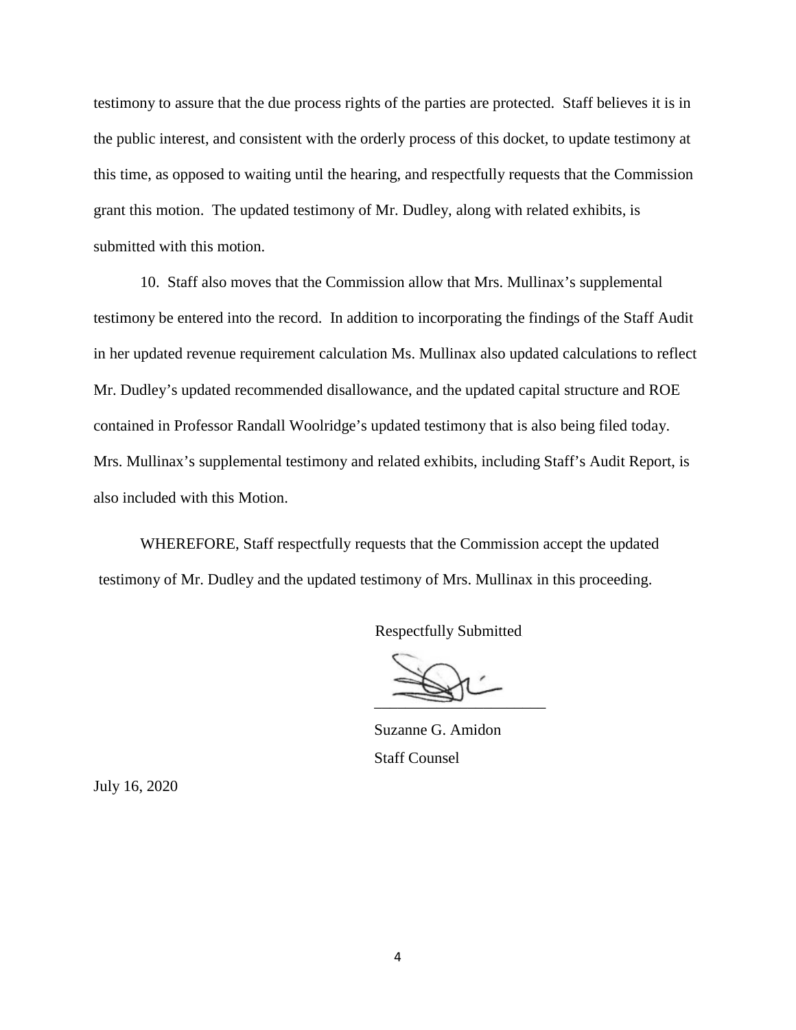testimony to assure that the due process rights of the parties are protected. Staff believes it is in the public interest, and consistent with the orderly process of this docket, to update testimony at this time, as opposed to waiting until the hearing, and respectfully requests that the Commission grant this motion. The updated testimony of Mr. Dudley, along with related exhibits, is submitted with this motion.

10. Staff also moves that the Commission allow that Mrs. Mullinax's supplemental testimony be entered into the record. In addition to incorporating the findings of the Staff Audit in her updated revenue requirement calculation Ms. Mullinax also updated calculations to reflect Mr. Dudley's updated recommended disallowance, and the updated capital structure and ROE contained in Professor Randall Woolridge's updated testimony that is also being filed today. Mrs. Mullinax's supplemental testimony and related exhibits, including Staff's Audit Report, is also included with this Motion.

WHEREFORE, Staff respectfully requests that the Commission accept the updated testimony of Mr. Dudley and the updated testimony of Mrs. Mullinax in this proceeding.

Respectfully Submitted

______________________

Suzanne G. Amidon
Staff Counsel

July 16, 2020